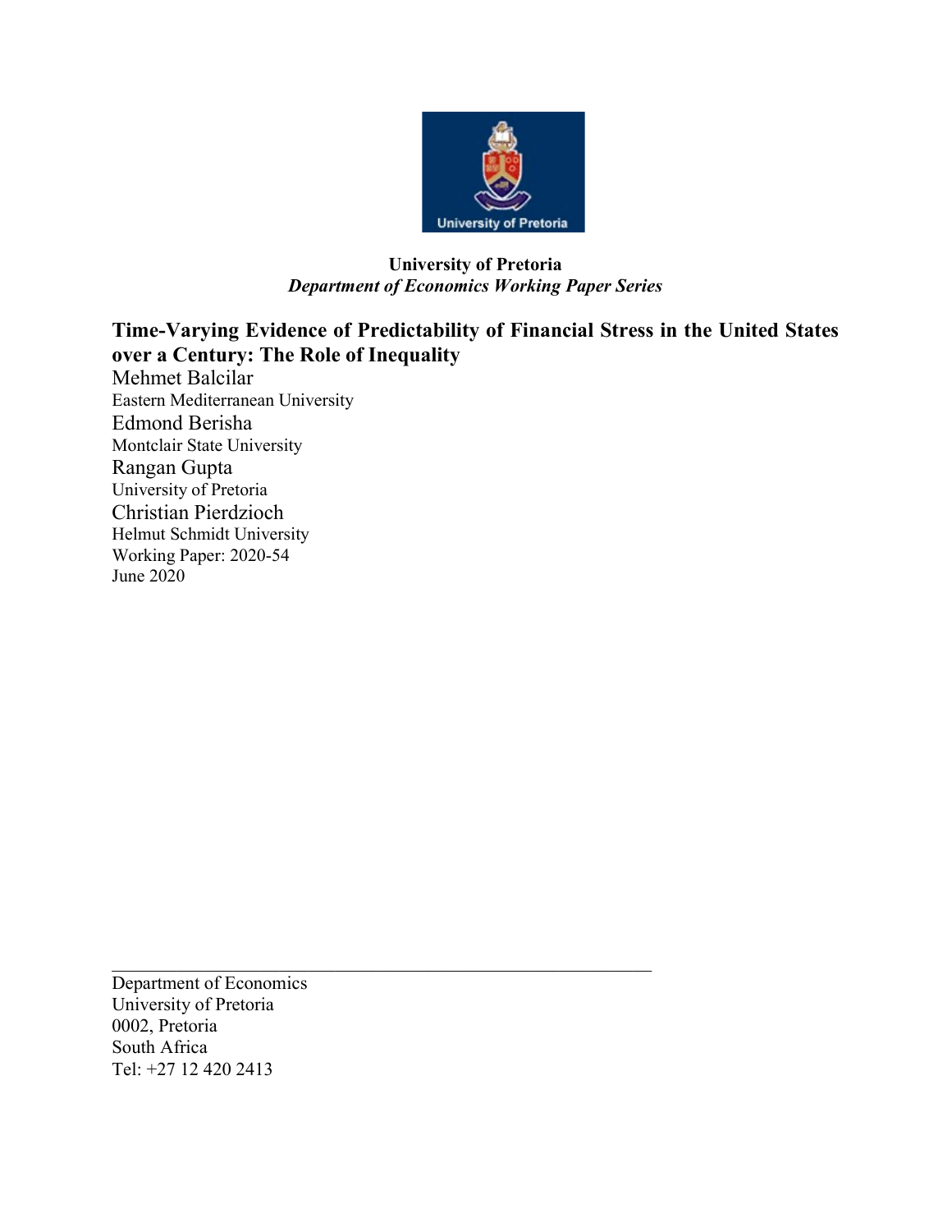**University of Pretoria**
***Department of Economics Working Paper Series***

# Time-Varying Evidence of Predictability of Financial Stress in the United States over a Century: The Role of Inequality

Mehmet Balcilar
Eastern Mediterranean University

Edmond Berisha
Montclair State University

Rangan Gupta
University of Pretoria

Christian Pierdzioch
Helmut Schmidt University

Working Paper: 2020-54
June 2020

---

Department of Economics
University of Pretoria
0002, Pretoria
South Africa
Tel: +27 12 420 2413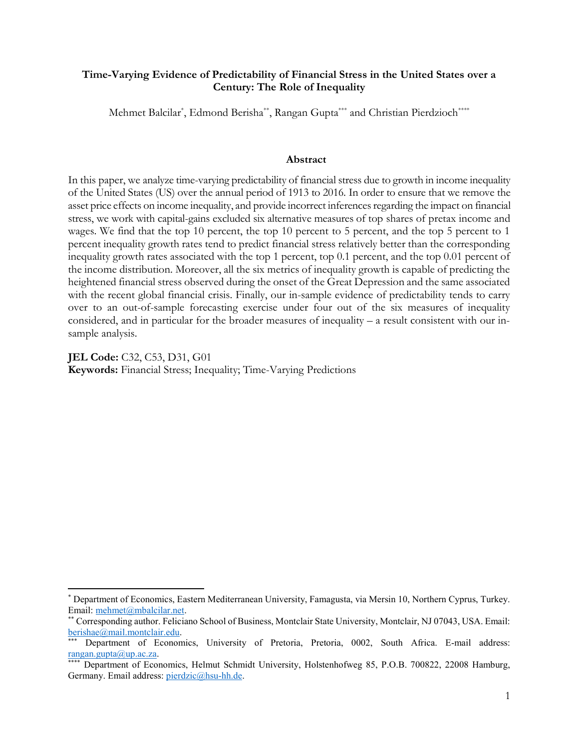# Time-Varying Evidence of Predictability of Financial Stress in the United States over a Century: The Role of Inequality

Mehmet Balcilar[*], Edmond Berisha[**], Rangan Gupta[***] and Christian Pierdzioch[****]

## Abstract

In this paper, we analyze time-varying predictability of financial stress due to growth in income inequality of the United States (US) over the annual period of 1913 to 2016. In order to ensure that we remove the asset price effects on income inequality, and provide incorrect inferences regarding the impact on financial stress, we work with capital-gains excluded six alternative measures of top shares of pretax income and wages. We find that the top 10 percent, the top 10 percent to 5 percent, and the top 5 percent to 1 percent inequality growth rates tend to predict financial stress relatively better than the corresponding inequality growth rates associated with the top 1 percent, top 0.1 percent, and the top 0.01 percent of the income distribution. Moreover, all the six metrics of inequality growth is capable of predicting the heightened financial stress observed during the onset of the Great Depression and the same associated with the recent global financial crisis. Finally, our in-sample evidence of predictability tends to carry over to an out-of-sample forecasting exercise under four out of the six measures of inequality considered, and in particular for the broader measures of inequality – a result consistent with our in-sample analysis.

**JEL Code:** C32, C53, D31, G01

**Keywords:** Financial Stress; Inequality; Time-Varying Predictions

---

[*] Department of Economics, Eastern Mediterranean University, Famagusta, via Mersin 10, Northern Cyprus, Turkey. Email: mehmet@mbalcilar.net.

[**] Corresponding author. Feliciano School of Business, Montclair State University, Montclair, NJ 07043, USA. Email: berishae@mail.montclair.edu.

[***] Department of Economics, University of Pretoria, Pretoria, 0002, South Africa. E-mail address: rangan.gupta@up.ac.za.

[****] Department of Economics, Helmut Schmidt University, Holstenhofweg 85, P.O.B. 700822, 22008 Hamburg, Germany. Email address: pierdzic@hsu-hh.de.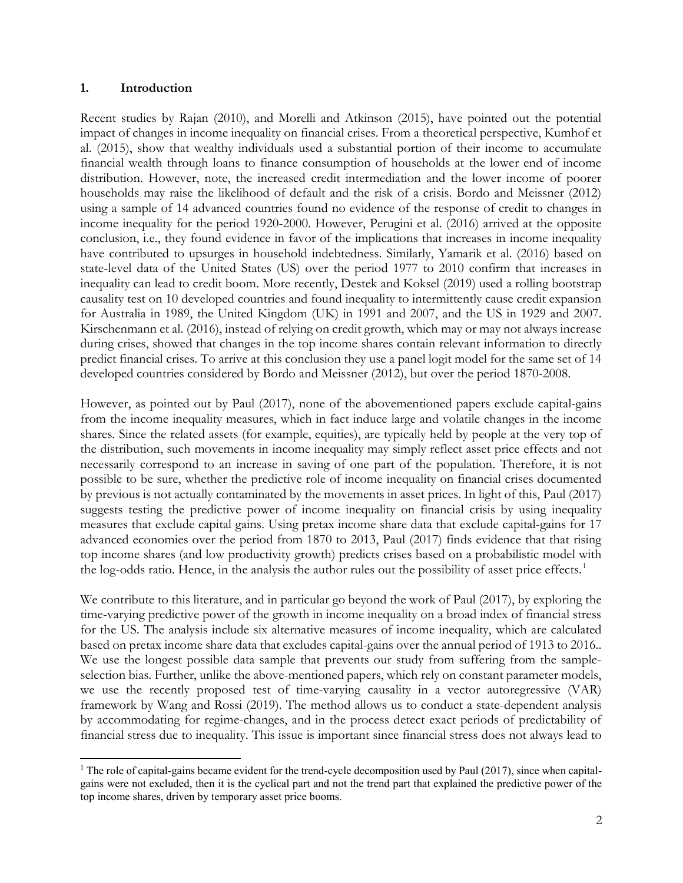## 1. Introduction

Recent studies by Rajan (2010), and Morelli and Atkinson (2015), have pointed out the potential impact of changes in income inequality on financial crises. From a theoretical perspective, Kumhof et al. (2015), show that wealthy individuals used a substantial portion of their income to accumulate financial wealth through loans to finance consumption of households at the lower end of income distribution. However, note, the increased credit intermediation and the lower income of poorer households may raise the likelihood of default and the risk of a crisis. Bordo and Meissner (2012) using a sample of 14 advanced countries found no evidence of the response of credit to changes in income inequality for the period 1920-2000. However, Perugini et al. (2016) arrived at the opposite conclusion, i.e., they found evidence in favor of the implications that increases in income inequality have contributed to upsurges in household indebtedness. Similarly, Yamarik et al. (2016) based on state-level data of the United States (US) over the period 1977 to 2010 confirm that increases in inequality can lead to credit boom. More recently, Destek and Koksel (2019) used a rolling bootstrap causality test on 10 developed countries and found inequality to intermittently cause credit expansion for Australia in 1989, the United Kingdom (UK) in 1991 and 2007, and the US in 1929 and 2007. Kirschenmann et al. (2016), instead of relying on credit growth, which may or may not always increase during crises, showed that changes in the top income shares contain relevant information to directly predict financial crises. To arrive at this conclusion they use a panel logit model for the same set of 14 developed countries considered by Bordo and Meissner (2012), but over the period 1870-2008.

However, as pointed out by Paul (2017), none of the abovementioned papers exclude capital-gains from the income inequality measures, which in fact induce large and volatile changes in the income shares. Since the related assets (for example, equities), are typically held by people at the very top of the distribution, such movements in income inequality may simply reflect asset price effects and not necessarily correspond to an increase in saving of one part of the population. Therefore, it is not possible to be sure, whether the predictive role of income inequality on financial crises documented by previous is not actually contaminated by the movements in asset prices. In light of this, Paul (2017) suggests testing the predictive power of income inequality on financial crisis by using inequality measures that exclude capital gains. Using pretax income share data that exclude capital-gains for 17 advanced economies over the period from 1870 to 2013, Paul (2017) finds evidence that that rising top income shares (and low productivity growth) predicts crises based on a probabilistic model with the log-odds ratio. Hence, in the analysis the author rules out the possibility of asset price effects.[1]

We contribute to this literature, and in particular go beyond the work of Paul (2017), by exploring the time-varying predictive power of the growth in income inequality on a broad index of financial stress for the US. The analysis include six alternative measures of income inequality, which are calculated based on pretax income share data that excludes capital-gains over the annual period of 1913 to 2016.. We use the longest possible data sample that prevents our study from suffering from the sample-selection bias. Further, unlike the above-mentioned papers, which rely on constant parameter models, we use the recently proposed test of time-varying causality in a vector autoregressive (VAR) framework by Wang and Rossi (2019). The method allows us to conduct a state-dependent analysis by accommodating for regime-changes, and in the process detect exact periods of predictability of financial stress due to inequality. This issue is important since financial stress does not always lead to

[1] The role of capital-gains became evident for the trend-cycle decomposition used by Paul (2017), since when capital-gains were not excluded, then it is the cyclical part and not the trend part that explained the predictive power of the top income shares, driven by temporary asset price booms.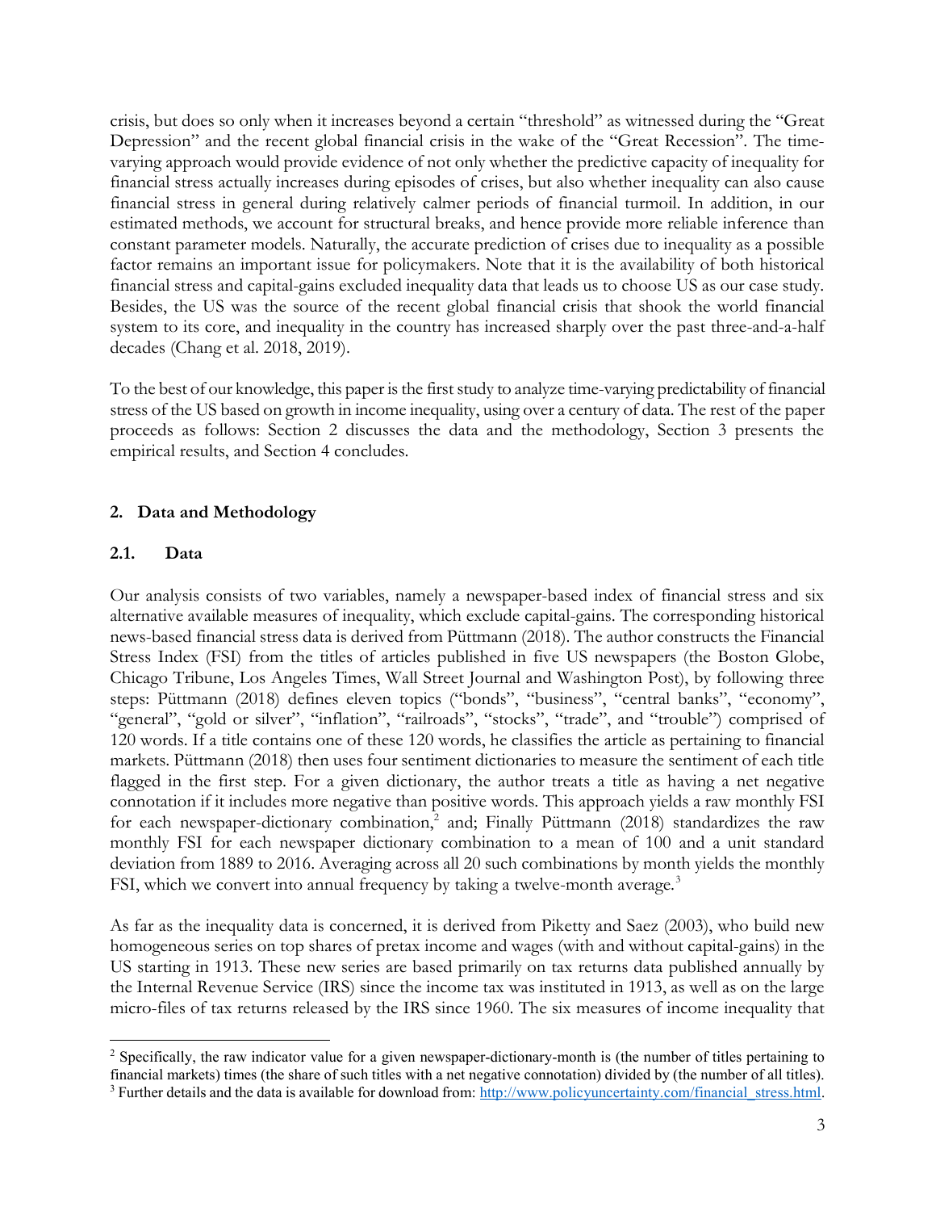crisis, but does so only when it increases beyond a certain "threshold" as witnessed during the "Great Depression" and the recent global financial crisis in the wake of the "Great Recession". The time-varying approach would provide evidence of not only whether the predictive capacity of inequality for financial stress actually increases during episodes of crises, but also whether inequality can also cause financial stress in general during relatively calmer periods of financial turmoil. In addition, in our estimated methods, we account for structural breaks, and hence provide more reliable inference than constant parameter models. Naturally, the accurate prediction of crises due to inequality as a possible factor remains an important issue for policymakers. Note that it is the availability of both historical financial stress and capital-gains excluded inequality data that leads us to choose US as our case study. Besides, the US was the source of the recent global financial crisis that shook the world financial system to its core, and inequality in the country has increased sharply over the past three-and-a-half decades (Chang et al. 2018, 2019).

To the best of our knowledge, this paper is the first study to analyze time-varying predictability of financial stress of the US based on growth in income inequality, using over a century of data. The rest of the paper proceeds as follows: Section 2 discusses the data and the methodology, Section 3 presents the empirical results, and Section 4 concludes.

## 2. Data and Methodology

### 2.1. Data

Our analysis consists of two variables, namely a newspaper-based index of financial stress and six alternative available measures of inequality, which exclude capital-gains. The corresponding historical news-based financial stress data is derived from Püttmann (2018). The author constructs the Financial Stress Index (FSI) from the titles of articles published in five US newspapers (the Boston Globe, Chicago Tribune, Los Angeles Times, Wall Street Journal and Washington Post), by following three steps: Püttmann (2018) defines eleven topics ("bonds", "business", "central banks", "economy", "general", "gold or silver", "inflation", "railroads", "stocks", "trade", and "trouble") comprised of 120 words. If a title contains one of these 120 words, he classifies the article as pertaining to financial markets. Püttmann (2018) then uses four sentiment dictionaries to measure the sentiment of each title flagged in the first step. For a given dictionary, the author treats a title as having a net negative connotation if it includes more negative than positive words. This approach yields a raw monthly FSI for each newspaper-dictionary combination,[2] and; Finally Püttmann (2018) standardizes the raw monthly FSI for each newspaper dictionary combination to a mean of 100 and a unit standard deviation from 1889 to 2016. Averaging across all 20 such combinations by month yields the monthly FSI, which we convert into annual frequency by taking a twelve-month average.[3]

As far as the inequality data is concerned, it is derived from Piketty and Saez (2003), who build new homogeneous series on top shares of pretax income and wages (with and without capital-gains) in the US starting in 1913. These new series are based primarily on tax returns data published annually by the Internal Revenue Service (IRS) since the income tax was instituted in 1913, as well as on the large micro-files of tax returns released by the IRS since 1960. The six measures of income inequality that

---

[2] Specifically, the raw indicator value for a given newspaper-dictionary-month is (the number of titles pertaining to financial markets) times (the share of such titles with a net negative connotation) divided by (the number of all titles).

[3] Further details and the data is available for download from: http://www.policyuncertainty.com/financial_stress.html.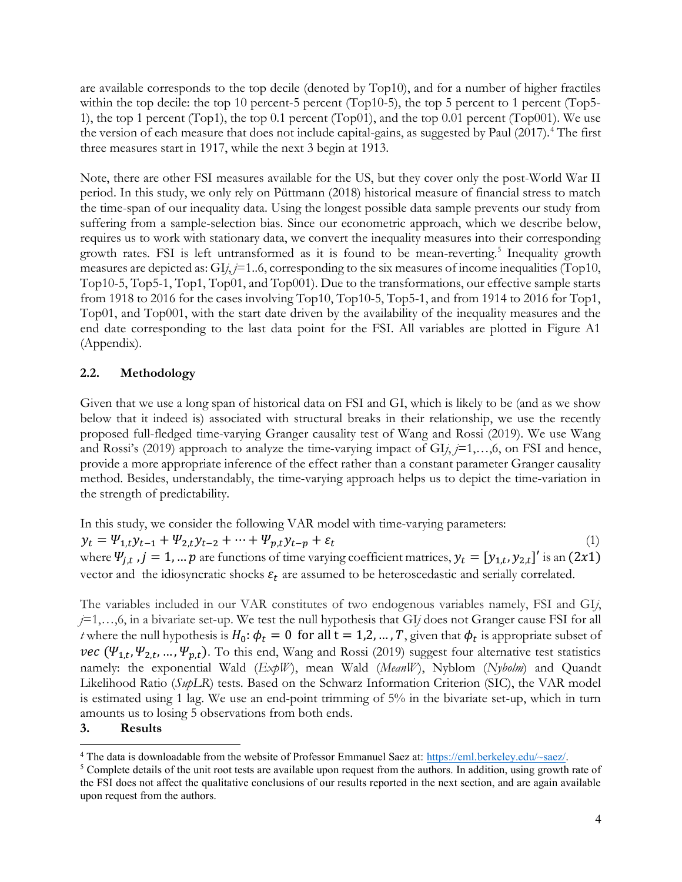are available corresponds to the top decile (denoted by Top10), and for a number of higher fractiles within the top decile: the top 10 percent-5 percent (Top10-5), the top 5 percent to 1 percent (Top5-1), the top 1 percent (Top1), the top 0.1 percent (Top01), and the top 0.01 percent (Top001). We use the version of each measure that does not include capital-gains, as suggested by Paul (2017).[4] The first three measures start in 1917, while the next 3 begin at 1913.

Note, there are other FSI measures available for the US, but they cover only the post-World War II period. In this study, we only rely on Püttmann (2018) historical measure of financial stress to match the time-span of our inequality data. Using the longest possible data sample prevents our study from suffering from a sample-selection bias. Since our econometric approach, which we describe below, requires us to work with stationary data, we convert the inequality measures into their corresponding growth rates. FSI is left untransformed as it is found to be mean-reverting.[5] Inequality growth measures are depicted as: GI*j*, *j*=1..6, corresponding to the six measures of income inequalities (Top10, Top10-5, Top5-1, Top1, Top01, and Top001). Due to the transformations, our effective sample starts from 1918 to 2016 for the cases involving Top10, Top10-5, Top5-1, and from 1914 to 2016 for Top1, Top01, and Top001, with the start date driven by the availability of the inequality measures and the end date corresponding to the last data point for the FSI. All variables are plotted in Figure A1 (Appendix).

### 2.2. Methodology

Given that we use a long span of historical data on FSI and GI, which is likely to be (and as we show below that it indeed is) associated with structural breaks in their relationship, we use the recently proposed full-fledged time-varying Granger causality test of Wang and Rossi (2019). We use Wang and Rossi's (2019) approach to analyze the time-varying impact of GI*j*, *j*=1,…,6, on FSI and hence, provide a more appropriate inference of the effect rather than a constant parameter Granger causality method. Besides, understandably, the time-varying approach helps us to depict the time-variation in the strength of predictability.

In this study, we consider the following VAR model with time-varying parameters:

$$y_t = \Psi_{1,t} y_{t-1} + \Psi_{2,t} y_{t-2} + \cdots + \Psi_{p,t} y_{t-p} + \varepsilon_t \tag{1}$$

where $\Psi_{j,t}$ , $j = 1, \dots p$ are functions of time varying coefficient matrices, $y_t = [y_{1,t}, y_{2,t}]'$ is an $(2x1)$ vector and the idiosyncratic shocks $\varepsilon_t$ are assumed to be heteroscedastic and serially correlated.

The variables included in our VAR constitutes of two endogenous variables namely, FSI and GI*j*, *j*=1,…,6, in a bivariate set-up. We test the null hypothesis that GI*j* does not Granger cause FSI for all *t* where the null hypothesis is $H_0$: $\phi_t = 0$ for all $t = 1,2, \dots, T$, given that $\phi_t$ is appropriate subset of $vec\ (\Psi_{1,t}, \Psi_{2,t}, \dots, \Psi_{p,t})$. To this end, Wang and Rossi (2019) suggest four alternative test statistics namely: the exponential Wald (*ExpW*), mean Wald (*MeanW*), Nyblom (*Nybolm*) and Quandt Likelihood Ratio (*SupLR*) tests. Based on the Schwarz Information Criterion (SIC), the VAR model is estimated using 1 lag. We use an end-point trimming of 5% in the bivariate set-up, which in turn amounts us to losing 5 observations from both ends.

## 3. Results

---

[4] The data is downloadable from the website of Professor Emmanuel Saez at: https://eml.berkeley.edu/~saez/.

[5] Complete details of the unit root tests are available upon request from the authors. In addition, using growth rate of the FSI does not affect the qualitative conclusions of our results reported in the next section, and are again available upon request from the authors.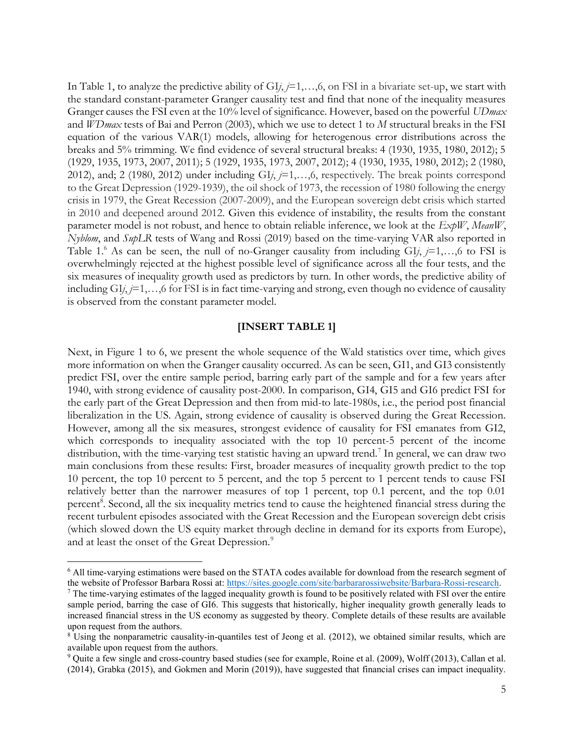In Table 1, to analyze the predictive ability of GI*j*, *j*=1,…,6, on FSI in a bivariate set-up, we start with the standard constant-parameter Granger causality test and find that none of the inequality measures Granger causes the FSI even at the 10% level of significance. However, based on the powerful *UDmax* and *WDmax* tests of Bai and Perron (2003), which we use to detect 1 to *M* structural breaks in the FSI equation of the various VAR(1) models, allowing for heterogenous error distributions across the breaks and 5% trimming. We find evidence of several structural breaks: 4 (1930, 1935, 1980, 2012); 5 (1929, 1935, 1973, 2007, 2011); 5 (1929, 1935, 1973, 2007, 2012); 4 (1930, 1935, 1980, 2012); 2 (1980, 2012), and; 2 (1980, 2012) under including GI*j*, *j*=1,…,6, respectively. The break points correspond to the Great Depression (1929-1939), the oil shock of 1973, the recession of 1980 following the energy crisis in 1979, the Great Recession (2007-2009), and the European sovereign debt crisis which started in 2010 and deepened around 2012. Given this evidence of instability, the results from the constant parameter model is not robust, and hence to obtain reliable inference, we look at the *ExpW*, *MeanW*, *Nyblom*, and *SupLR* tests of Wang and Rossi (2019) based on the time-varying VAR also reported in Table 1.[6] As can be seen, the null of no-Granger causality from including GI*j*, *j*=1,…,6 to FSI is overwhelmingly rejected at the highest possible level of significance across all the four tests, and the six measures of inequality growth used as predictors by turn. In other words, the predictive ability of including GI*j*, *j*=1,…,6 for FSI is in fact time-varying and strong, even though no evidence of causality is observed from the constant parameter model.

**[INSERT TABLE 1]**

Next, in Figure 1 to 6, we present the whole sequence of the Wald statistics over time, which gives more information on when the Granger causality occurred. As can be seen, GI1, and GI3 consistently predict FSI, over the entire sample period, barring early part of the sample and for a few years after 1940, with strong evidence of causality post-2000. In comparison, GI4, GI5 and GI6 predict FSI for the early part of the Great Depression and then from mid-to late-1980s, i.e., the period post financial liberalization in the US. Again, strong evidence of causality is observed during the Great Recession. However, among all the six measures, strongest evidence of causality for FSI emanates from GI2, which corresponds to inequality associated with the top 10 percent-5 percent of the income distribution, with the time-varying test statistic having an upward trend.[7] In general, we can draw two main conclusions from these results: First, broader measures of inequality growth predict to the top 10 percent, the top 10 percent to 5 percent, and the top 5 percent to 1 percent tends to cause FSI relatively better than the narrower measures of top 1 percent, top 0.1 percent, and the top 0.01 percent[8]. Second, all the six inequality metrics tend to cause the heightened financial stress during the recent turbulent episodes associated with the Great Recession and the European sovereign debt crisis (which slowed down the US equity market through decline in demand for its exports from Europe), and at least the onset of the Great Depression.[9]

---

[6] All time-varying estimations were based on the STATA codes available for download from the research segment of the website of Professor Barbara Rossi at: https://sites.google.com/site/barbararossiwebsite/Barbara-Rossi-research.

[7] The time-varying estimates of the lagged inequality growth is found to be positively related with FSI over the entire sample period, barring the case of GI6. This suggests that historically, higher inequality growth generally leads to increased financial stress in the US economy as suggested by theory. Complete details of these results are available upon request from the authors.

[8] Using the nonparametric causality-in-quantiles test of Jeong et al. (2012), we obtained similar results, which are available upon request from the authors.

[9] Quite a few single and cross-country based studies (see for example, Roine et al. (2009), Wolff (2013), Callan et al. (2014), Grabka (2015), and Gokmen and Morin (2019)), have suggested that financial crises can impact inequality.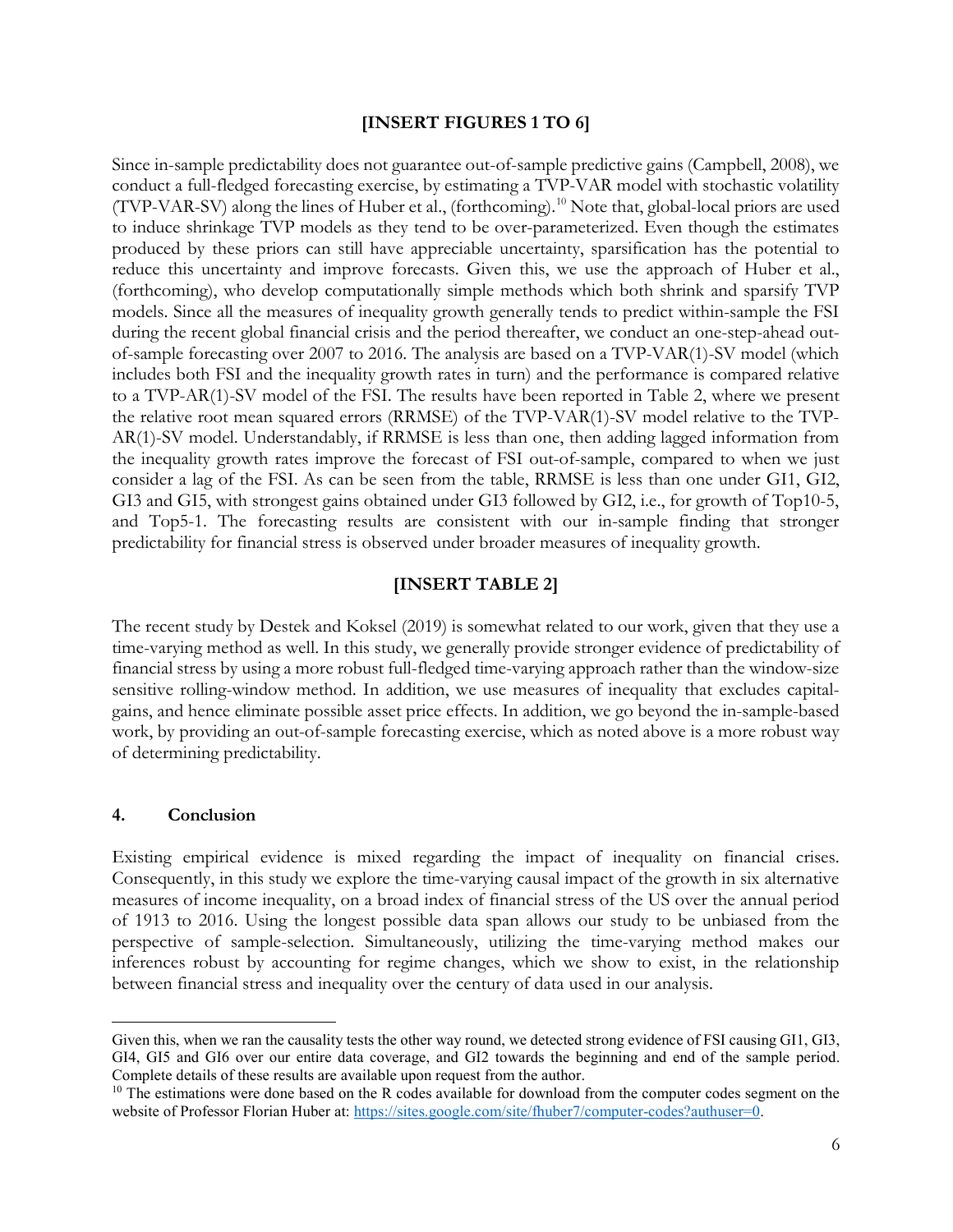**[INSERT FIGURES 1 TO 6]**

Since in-sample predictability does not guarantee out-of-sample predictive gains (Campbell, 2008), we conduct a full-fledged forecasting exercise, by estimating a TVP-VAR model with stochastic volatility (TVP-VAR-SV) along the lines of Huber et al., (forthcoming).[10] Note that, global-local priors are used to induce shrinkage TVP models as they tend to be over-parameterized. Even though the estimates produced by these priors can still have appreciable uncertainty, sparsification has the potential to reduce this uncertainty and improve forecasts. Given this, we use the approach of Huber et al., (forthcoming), who develop computationally simple methods which both shrink and sparsify TVP models. Since all the measures of inequality growth generally tends to predict within-sample the FSI during the recent global financial crisis and the period thereafter, we conduct an one-step-ahead out-of-sample forecasting over 2007 to 2016. The analysis are based on a TVP-VAR(1)-SV model (which includes both FSI and the inequality growth rates in turn) and the performance is compared relative to a TVP-AR(1)-SV model of the FSI. The results have been reported in Table 2, where we present the relative root mean squared errors (RRMSE) of the TVP-VAR(1)-SV model relative to the TVP-AR(1)-SV model. Understandably, if RRMSE is less than one, then adding lagged information from the inequality growth rates improve the forecast of FSI out-of-sample, compared to when we just consider a lag of the FSI. As can be seen from the table, RRMSE is less than one under GI1, GI2, GI3 and GI5, with strongest gains obtained under GI3 followed by GI2, i.e., for growth of Top10-5, and Top5-1. The forecasting results are consistent with our in-sample finding that stronger predictability for financial stress is observed under broader measures of inequality growth.

**[INSERT TABLE 2]**

The recent study by Destek and Koksel (2019) is somewhat related to our work, given that they use a time-varying method as well. In this study, we generally provide stronger evidence of predictability of financial stress by using a more robust full-fledged time-varying approach rather than the window-size sensitive rolling-window method. In addition, we use measures of inequality that excludes capital-gains, and hence eliminate possible asset price effects. In addition, we go beyond the in-sample-based work, by providing an out-of-sample forecasting exercise, which as noted above is a more robust way of determining predictability.

## 4. Conclusion

Existing empirical evidence is mixed regarding the impact of inequality on financial crises. Consequently, in this study we explore the time-varying causal impact of the growth in six alternative measures of income inequality, on a broad index of financial stress of the US over the annual period of 1913 to 2016. Using the longest possible data span allows our study to be unbiased from the perspective of sample-selection. Simultaneously, utilizing the time-varying method makes our inferences robust by accounting for regime changes, which we show to exist, in the relationship between financial stress and inequality over the century of data used in our analysis.

---

Given this, when we ran the causality tests the other way round, we detected strong evidence of FSI causing GI1, GI3, GI4, GI5 and GI6 over our entire data coverage, and GI2 towards the beginning and end of the sample period. Complete details of these results are available upon request from the author.

[10] The estimations were done based on the R codes available for download from the computer codes segment on the website of Professor Florian Huber at: https://sites.google.com/site/fhuber7/computer-codes?authuser=0.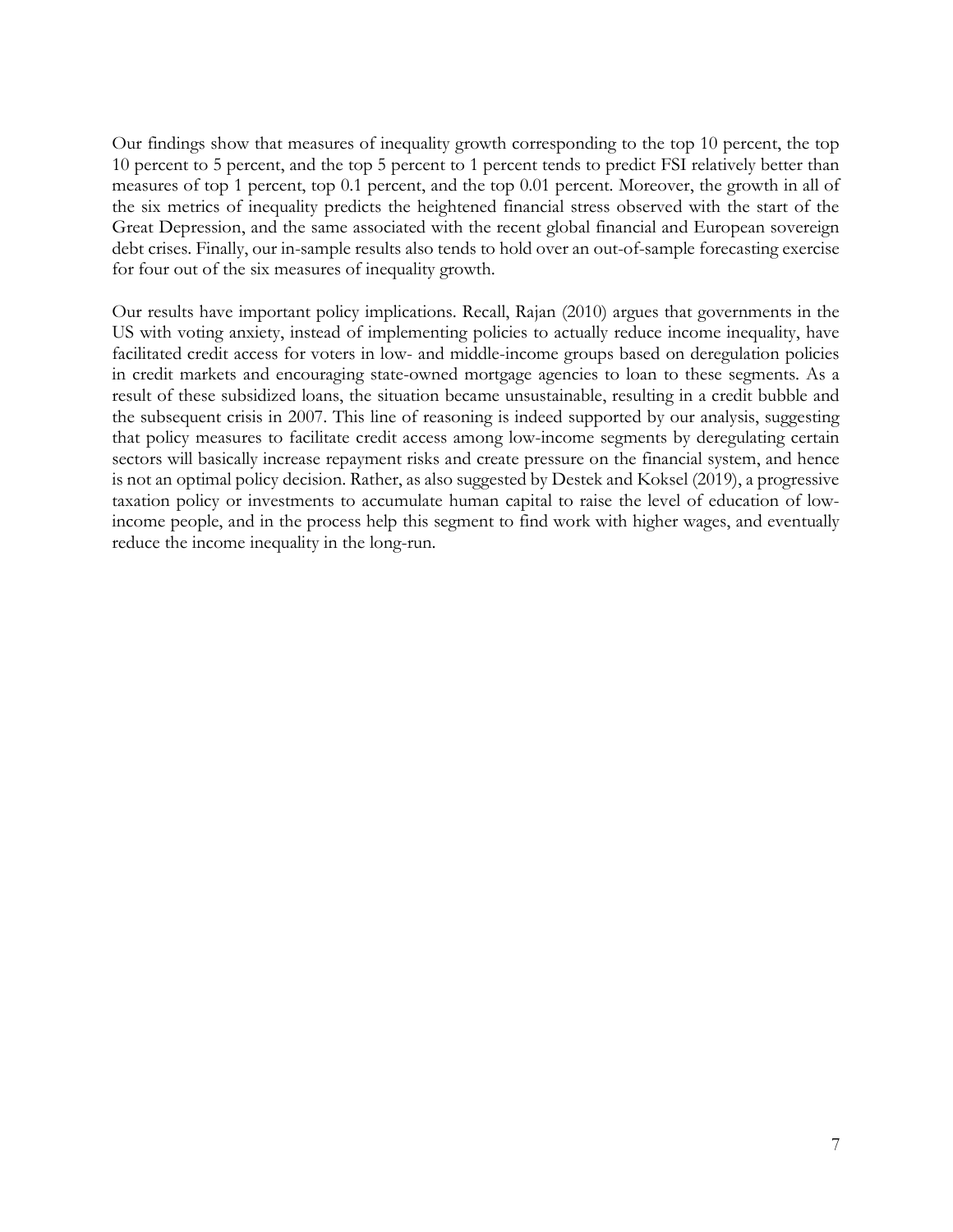Our findings show that measures of inequality growth corresponding to the top 10 percent, the top 10 percent to 5 percent, and the top 5 percent to 1 percent tends to predict FSI relatively better than measures of top 1 percent, top 0.1 percent, and the top 0.01 percent. Moreover, the growth in all of the six metrics of inequality predicts the heightened financial stress observed with the start of the Great Depression, and the same associated with the recent global financial and European sovereign debt crises. Finally, our in-sample results also tends to hold over an out-of-sample forecasting exercise for four out of the six measures of inequality growth.

Our results have important policy implications. Recall, Rajan (2010) argues that governments in the US with voting anxiety, instead of implementing policies to actually reduce income inequality, have facilitated credit access for voters in low- and middle-income groups based on deregulation policies in credit markets and encouraging state-owned mortgage agencies to loan to these segments. As a result of these subsidized loans, the situation became unsustainable, resulting in a credit bubble and the subsequent crisis in 2007. This line of reasoning is indeed supported by our analysis, suggesting that policy measures to facilitate credit access among low-income segments by deregulating certain sectors will basically increase repayment risks and create pressure on the financial system, and hence is not an optimal policy decision. Rather, as also suggested by Destek and Koksel (2019), a progressive taxation policy or investments to accumulate human capital to raise the level of education of low-income people, and in the process help this segment to find work with higher wages, and eventually reduce the income inequality in the long-run.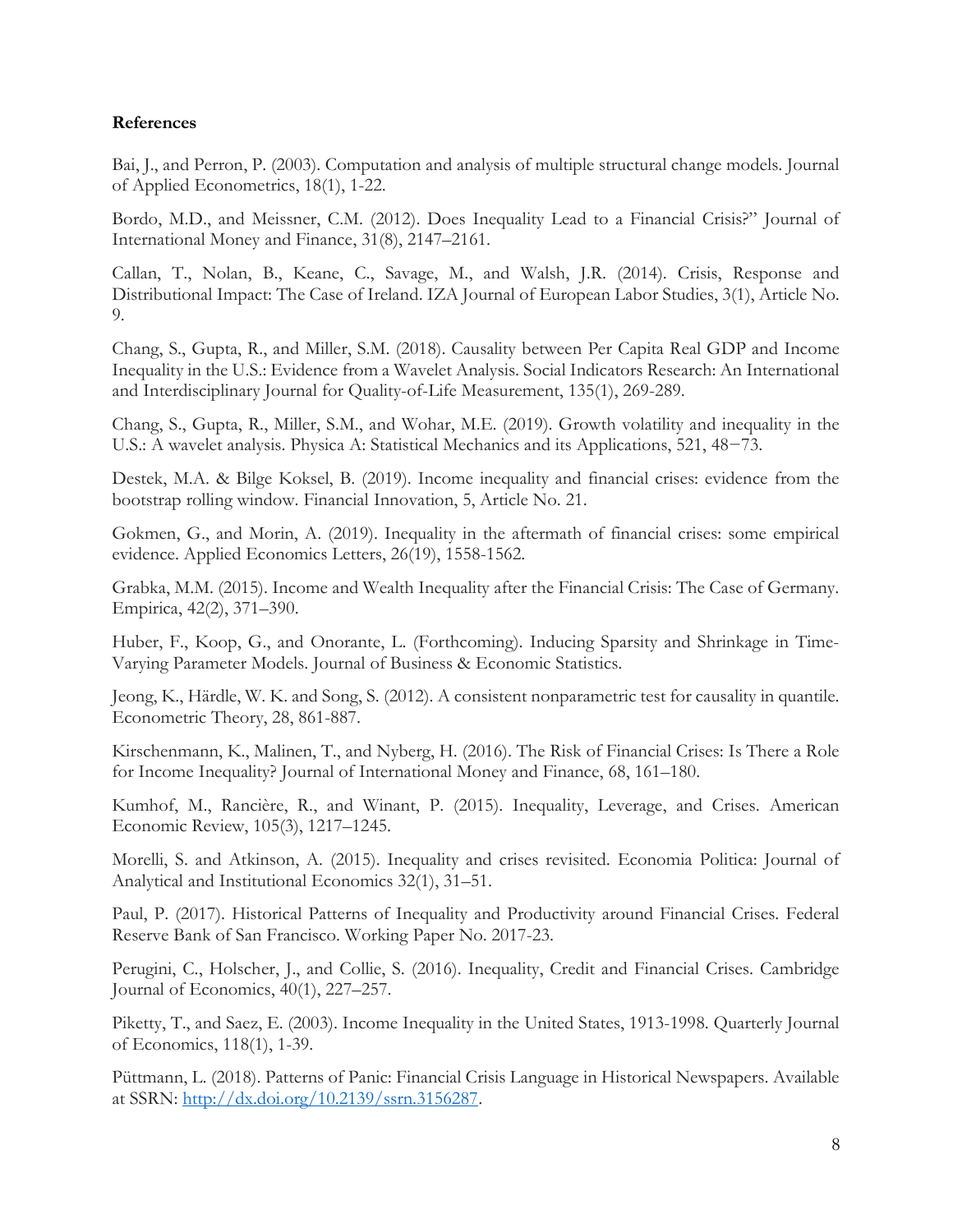**References**

Bai, J., and Perron, P. (2003). Computation and analysis of multiple structural change models. Journal of Applied Econometrics, 18(1), 1-22.

Bordo, M.D., and Meissner, C.M. (2012). Does Inequality Lead to a Financial Crisis?" Journal of International Money and Finance, 31(8), 2147–2161.

Callan, T., Nolan, B., Keane, C., Savage, M., and Walsh, J.R. (2014). Crisis, Response and Distributional Impact: The Case of Ireland. IZA Journal of European Labor Studies, 3(1), Article No. 9.

Chang, S., Gupta, R., and Miller, S.M. (2018). Causality between Per Capita Real GDP and Income Inequality in the U.S.: Evidence from a Wavelet Analysis. Social Indicators Research: An International and Interdisciplinary Journal for Quality-of-Life Measurement, 135(1), 269-289.

Chang, S., Gupta, R., Miller, S.M., and Wohar, M.E. (2019). Growth volatility and inequality in the U.S.: A wavelet analysis. Physica A: Statistical Mechanics and its Applications, 521, 48−73.

Destek, M.A. & Bilge Koksel, B. (2019). Income inequality and financial crises: evidence from the bootstrap rolling window. Financial Innovation, 5, Article No. 21.

Gokmen, G., and Morin, A. (2019). Inequality in the aftermath of financial crises: some empirical evidence. Applied Economics Letters, 26(19), 1558-1562.

Grabka, M.M. (2015). Income and Wealth Inequality after the Financial Crisis: The Case of Germany. Empirica, 42(2), 371–390.

Huber, F., Koop, G., and Onorante, L. (Forthcoming). Inducing Sparsity and Shrinkage in Time-Varying Parameter Models. Journal of Business & Economic Statistics.

Jeong, K., Härdle, W. K. and Song, S. (2012). A consistent nonparametric test for causality in quantile. Econometric Theory, 28, 861-887.

Kirschenmann, K., Malinen, T., and Nyberg, H. (2016). The Risk of Financial Crises: Is There a Role for Income Inequality? Journal of International Money and Finance, 68, 161–180.

Kumhof, M., Rancière, R., and Winant, P. (2015). Inequality, Leverage, and Crises. American Economic Review, 105(3), 1217–1245.

Morelli, S. and Atkinson, A. (2015). Inequality and crises revisited. Economia Politica: Journal of Analytical and Institutional Economics 32(1), 31–51.

Paul, P. (2017). Historical Patterns of Inequality and Productivity around Financial Crises. Federal Reserve Bank of San Francisco. Working Paper No. 2017-23.

Perugini, C., Holscher, J., and Collie, S. (2016). Inequality, Credit and Financial Crises. Cambridge Journal of Economics, 40(1), 227–257.

Piketty, T., and Saez, E. (2003). Income Inequality in the United States, 1913-1998. Quarterly Journal of Economics, 118(1), 1-39.

Püttmann, L. (2018). Patterns of Panic: Financial Crisis Language in Historical Newspapers. Available at SSRN: http://dx.doi.org/10.2139/ssrn.3156287.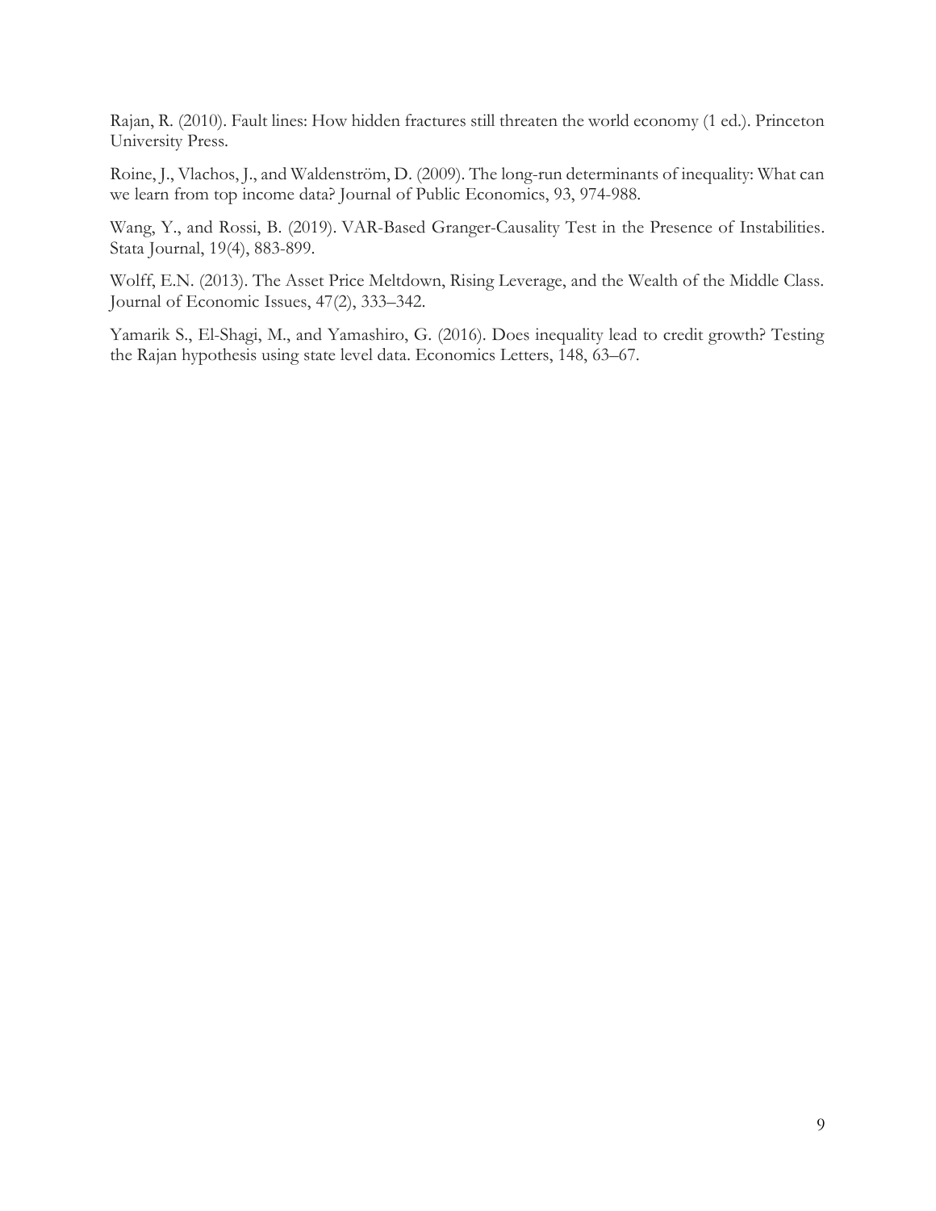Rajan, R. (2010). Fault lines: How hidden fractures still threaten the world economy (1 ed.). Princeton University Press.

Roine, J., Vlachos, J., and Waldenström, D. (2009). The long-run determinants of inequality: What can we learn from top income data? Journal of Public Economics, 93, 974-988.

Wang, Y., and Rossi, B. (2019). VAR-Based Granger-Causality Test in the Presence of Instabilities. Stata Journal, 19(4), 883-899.

Wolff, E.N. (2013). The Asset Price Meltdown, Rising Leverage, and the Wealth of the Middle Class. Journal of Economic Issues, 47(2), 333–342.

Yamarik S., El-Shagi, M., and Yamashiro, G. (2016). Does inequality lead to credit growth? Testing the Rajan hypothesis using state level data. Economics Letters, 148, 63–67.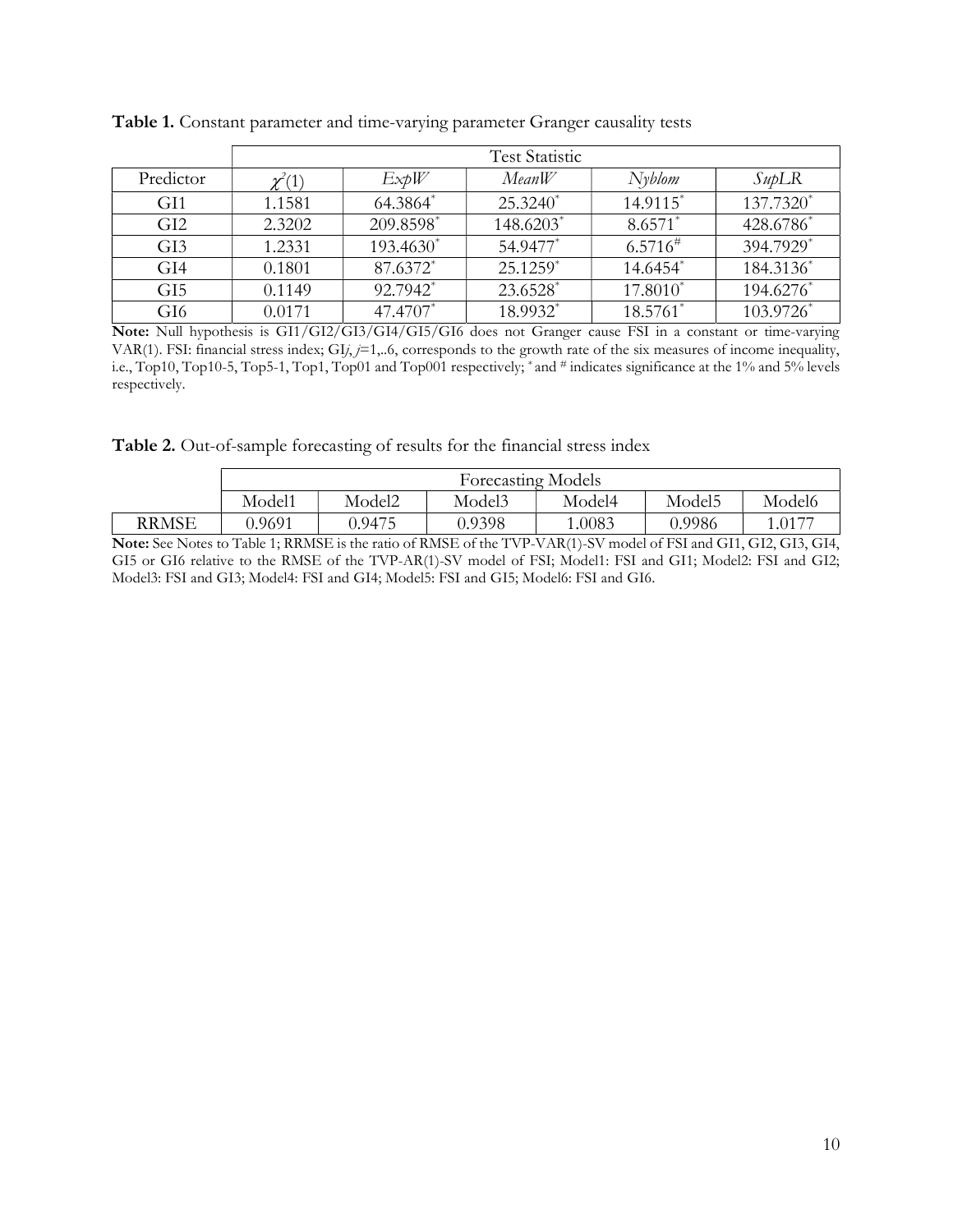**Table 1.** Constant parameter and time-varying parameter Granger causality tests

| | Test Statistic | | | | |
|---|---|---|---|---|---|
| Predictor | $\chi^2(1)$ | *ExpW* | *MeanW* | *Nyblom* | *SupLR* |
| GI1 | 1.1581 | 64.3864* | 25.3240* | 14.9115* | 137.7320* |
| GI2 | 2.3202 | 209.8598* | 148.6203* | 8.6571* | 428.6786* |
| GI3 | 1.2331 | 193.4630* | 54.9477* | 6.5716# | 394.7929* |
| GI4 | 0.1801 | 87.6372* | 25.1259* | 14.6454* | 184.3136* |
| GI5 | 0.1149 | 92.7942* | 23.6528* | 17.8010* | 194.6276* |
| GI6 | 0.0171 | 47.4707* | 18.9932* | 18.5761* | 103.9726* |

**Note:** Null hypothesis is GI1/GI2/GI3/GI4/GI5/GI6 does not Granger cause FSI in a constant or time-varying VAR(1). FSI: financial stress index; GI*j*, *j*=1,..6, corresponds to the growth rate of the six measures of income inequality, i.e., Top10, Top10-5, Top5-1, Top1, Top01 and Top001 respectively; * and # indicates significance at the 1% and 5% levels respectively.

**Table 2.** Out-of-sample forecasting of results for the financial stress index

| | Forecasting Models | | | | | |
|---|---|---|---|---|---|---|
| | Model1 | Model2 | Model3 | Model4 | Model5 | Model6 |
| RRMSE | 0.9691 | 0.9475 | 0.9398 | 1.0083 | 0.9986 | 1.0177 |

**Note:** See Notes to Table 1; RRMSE is the ratio of RMSE of the TVP-VAR(1)-SV model of FSI and GI1, GI2, GI3, GI4, GI5 or GI6 relative to the RMSE of the TVP-AR(1)-SV model of FSI; Model1: FSI and GI1; Model2: FSI and GI2; Model3: FSI and GI3; Model4: FSI and GI4; Model5: FSI and GI5; Model6: FSI and GI6.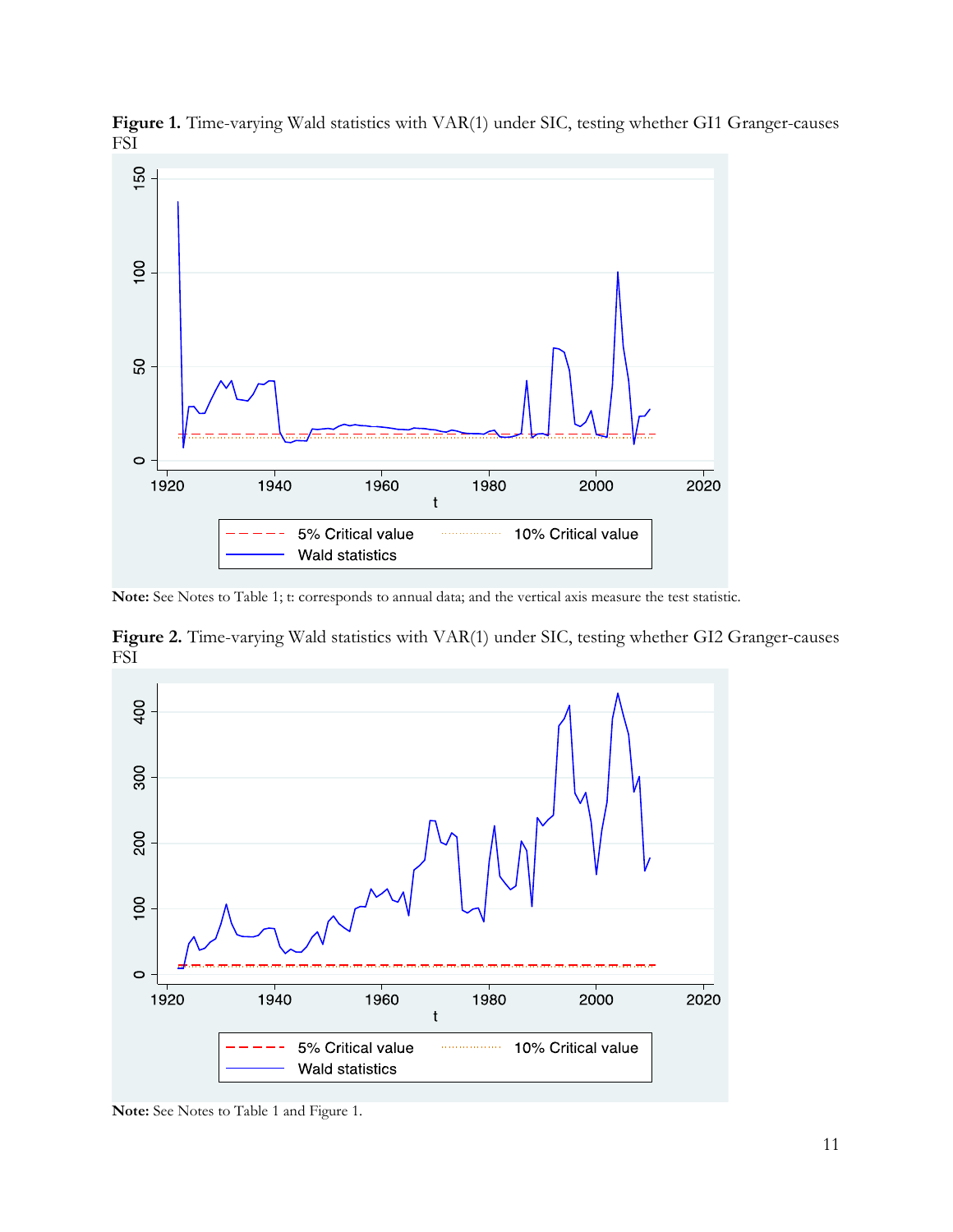**Figure 1.** Time-varying Wald statistics with VAR(1) under SIC, testing whether GI1 Granger-causes FSI

**Note:** See Notes to Table 1; t: corresponds to annual data; and the vertical axis measure the test statistic.

**Figure 2.** Time-varying Wald statistics with VAR(1) under SIC, testing whether GI2 Granger-causes FSI

**Note:** See Notes to Table 1 and Figure 1.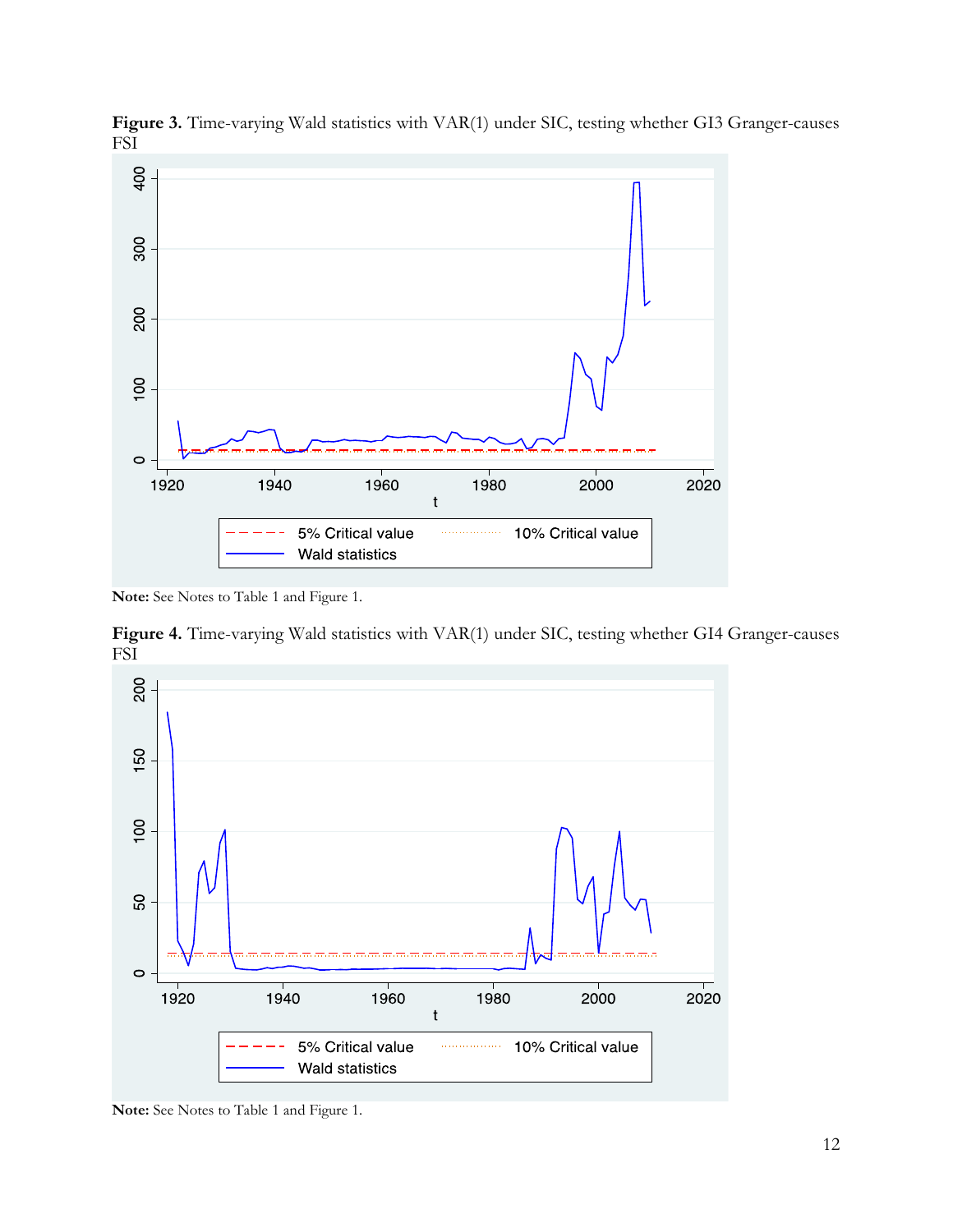**Figure 3.** Time-varying Wald statistics with VAR(1) under SIC, testing whether GI3 Granger-causes FSI

**Note:** See Notes to Table 1 and Figure 1.

**Figure 4.** Time-varying Wald statistics with VAR(1) under SIC, testing whether GI4 Granger-causes FSI

**Note:** See Notes to Table 1 and Figure 1.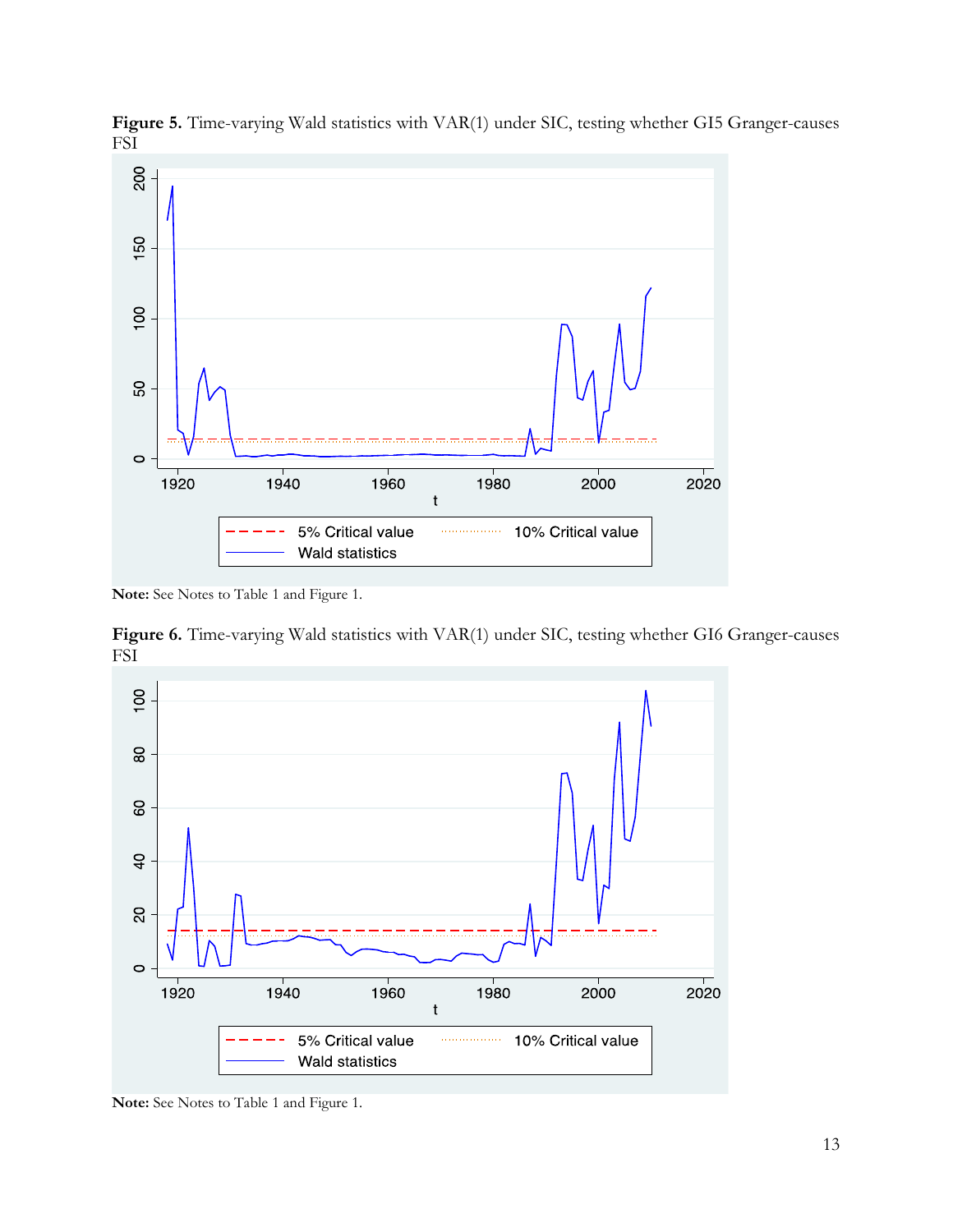**Figure 5.** Time-varying Wald statistics with VAR(1) under SIC, testing whether GI5 Granger-causes FSI

**Note:** See Notes to Table 1 and Figure 1.

**Figure 6.** Time-varying Wald statistics with VAR(1) under SIC, testing whether GI6 Granger-causes FSI

**Note:** See Notes to Table 1 and Figure 1.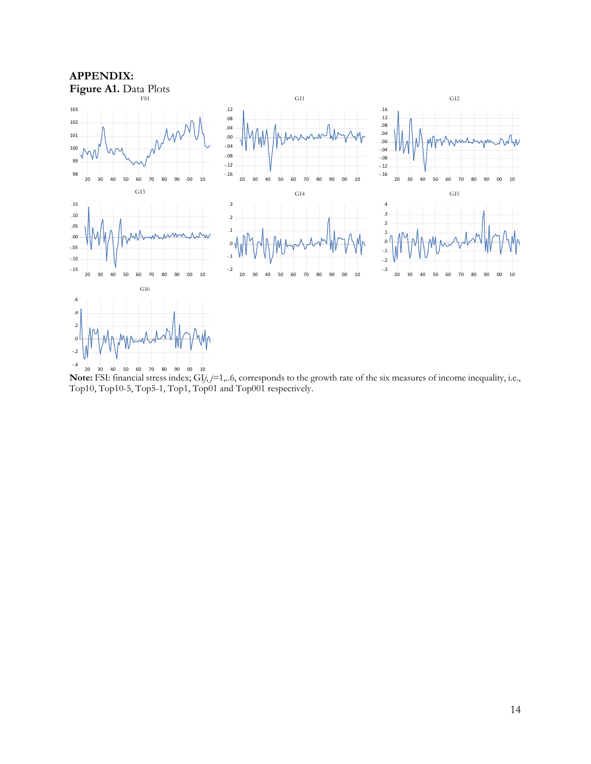# APPENDIX:

**Figure A1.** Data Plots

FSI

103
102
101
100
99
98
20 30 40 50 60 70 80 90 00 10

GI1

.12
.08
.04
.00
-.04
-.08
-.12
-.16
20 30 40 50 60 70 80 90 00 10

GI2

.16
.12
.08
.04
.00
-.04
-.08
-.12
-.16
20 30 40 50 60 70 80 90 00 10

GI3

.15
.10
.05
.00
-.05
-.10
-.15
20 30 40 50 60 70 80 90 00 10

GI4

.3
.2
.1
.0
-.1
-.2
20 30 40 50 60 70 80 90 00 10

GI5

.4
.3
.2
.1
.0
-.1
-.2
-.3
20 30 40 50 60 70 80 90 00 10

GI6

.6
.4
.2
.0
-.2
-.4
20 30 40 50 60 70 80 90 00 10

**Note:** FSI: financial stress index; GI*j*, *j*=1,..6, corresponds to the growth rate of the six measures of income inequality, i.e., Top10, Top10-5, Top5-1, Top1, Top01 and Top001 respectively.